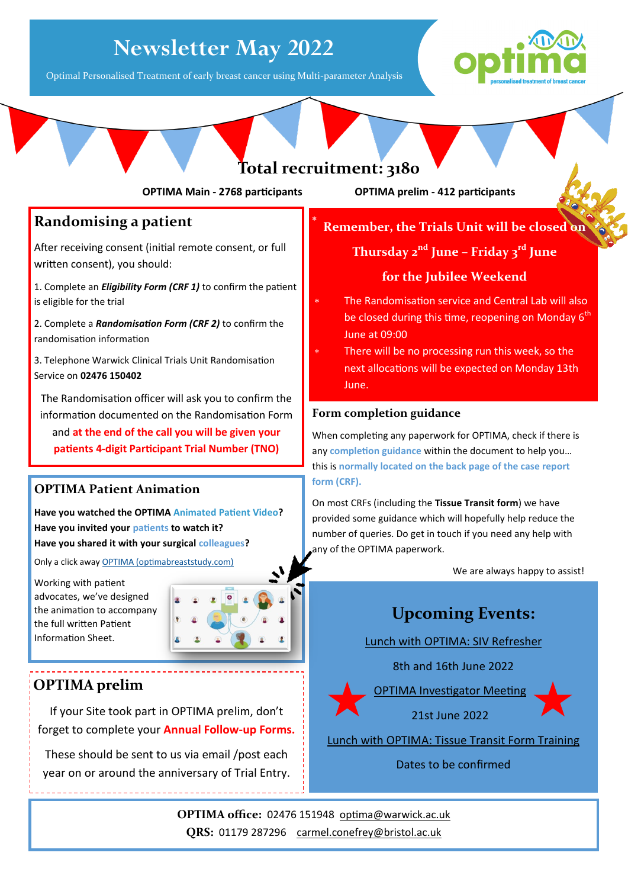# Newsletter May 2022

Optimal Personalised Treatment of early breast cancer using Multi-parameter Analysis

optima — personalised treatment of breast cancer

## Total recruitment: 3180

**OPTIMA Main - 2768 participants** **OPTIMA prelim - 412 participants**

## Randomising a patient

After receiving consent (initial remote consent, or full written consent), you should:

1. Complete an ***Eligibility Form (CRF 1)*** to confirm the patient is eligible for the trial
2. Complete a ***Randomisation Form (CRF 2)*** to confirm the randomisation information
3. Telephone Warwick Clinical Trials Unit Randomisation Service on **02476 150402**

The Randomisation officer will ask you to confirm the information documented on the Randomisation Form and **at the end of the call you will be given your patients 4-digit Participant Trial Number (TNO)**

## OPTIMA Patient Animation

**Have you watched the OPTIMA Animated Patient Video?**
**Have you invited your patients to watch it?**
**Have you shared it with your surgical colleagues?**

Only a click away OPTIMA (optimabreaststudy.com)

Working with patient advocates, we've designed the animation to accompany the full written Patient Information Sheet.

## OPTIMA prelim

If your Site took part in OPTIMA prelim, don't forget to complete your **Annual Follow-up Forms.**

These should be sent to us via email /post each year on or around the anniversary of Trial Entry.

## * Remember, the Trials Unit will be closed on Thursday 2nd June – Friday 3rd June for the Jubilee Weekend

- The Randomisation service and Central Lab will also be closed during this time, reopening on Monday 6th June at 09:00
- There will be no processing run this week, so the next allocations will be expected on Monday 13th June.

## Form completion guidance

When completing any paperwork for OPTIMA, check if there is any **completion guidance** within the document to help you… this is **normally located on the back page of the case report form (CRF).**

On most CRFs (including the **Tissue Transit form**) we have provided some guidance which will hopefully help reduce the number of queries. Do get in touch if you need any help with any of the OPTIMA paperwork.

We are always happy to assist!

## Upcoming Events:

Lunch with OPTIMA: SIV Refresher

8th and 16th June 2022

OPTIMA Investigator Meeting

21st June 2022

Lunch with OPTIMA: Tissue Transit Form Training

Dates to be confirmed

**OPTIMA office:** 02476 151948 optima@warwick.ac.uk
**QRS:** 01179 287296 carmel.conefrey@bristol.ac.uk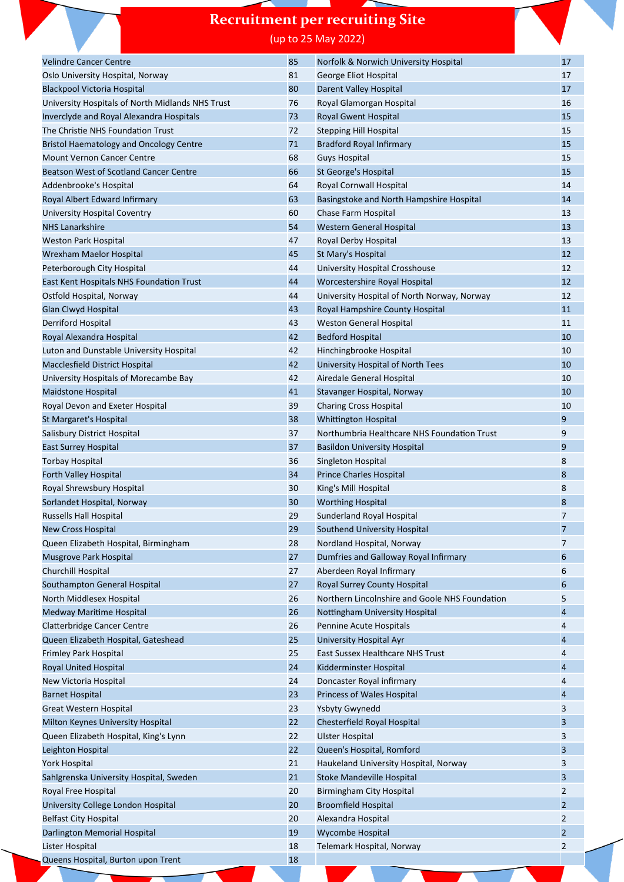# Recruitment per recruiting Site

(up to 25 May 2022)

| | | | |
|---|---|---|---|
| Velindre Cancer Centre | 85 | Norfolk & Norwich University Hospital | 17 |
| Oslo University Hospital, Norway | 81 | George Eliot Hospital | 17 |
| Blackpool Victoria Hospital | 80 | Darent Valley Hospital | 17 |
| University Hospitals of North Midlands NHS Trust | 76 | Royal Glamorgan Hospital | 16 |
| Inverclyde and Royal Alexandra Hospitals | 73 | Royal Gwent Hospital | 15 |
| The Christie NHS Foundation Trust | 72 | Stepping Hill Hospital | 15 |
| Bristol Haematology and Oncology Centre | 71 | Bradford Royal Infirmary | 15 |
| Mount Vernon Cancer Centre | 68 | Guys Hospital | 15 |
| Beatson West of Scotland Cancer Centre | 66 | St George's Hospital | 15 |
| Addenbrooke's Hospital | 64 | Royal Cornwall Hospital | 14 |
| Royal Albert Edward Infirmary | 63 | Basingstoke and North Hampshire Hospital | 14 |
| University Hospital Coventry | 60 | Chase Farm Hospital | 13 |
| NHS Lanarkshire | 54 | Western General Hospital | 13 |
| Weston Park Hospital | 47 | Royal Derby Hospital | 13 |
| Wrexham Maelor Hospital | 45 | St Mary's Hospital | 12 |
| Peterborough City Hospital | 44 | University Hospital Crosshouse | 12 |
| East Kent Hospitals NHS Foundation Trust | 44 | Worcestershire Royal Hospital | 12 |
| Ostfold Hospital, Norway | 44 | University Hospital of North Norway, Norway | 12 |
| Glan Clwyd Hospital | 43 | Royal Hampshire County Hospital | 11 |
| Derriford Hospital | 43 | Weston General Hospital | 11 |
| Royal Alexandra Hospital | 42 | Bedford Hospital | 10 |
| Luton and Dunstable University Hospital | 42 | Hinchingbrooke Hospital | 10 |
| Macclesfield District Hospital | 42 | University Hospital of North Tees | 10 |
| University Hospitals of Morecambe Bay | 42 | Airedale General Hospital | 10 |
| Maidstone Hospital | 41 | Stavanger Hospital, Norway | 10 |
| Royal Devon and Exeter Hospital | 39 | Charing Cross Hospital | 10 |
| St Margaret's Hospital | 38 | Whittington Hospital | 9 |
| Salisbury District Hospital | 37 | Northumbria Healthcare NHS Foundation Trust | 9 |
| East Surrey Hospital | 37 | Basildon University Hospital | 9 |
| Torbay Hospital | 36 | Singleton Hospital | 8 |
| Forth Valley Hospital | 34 | Prince Charles Hospital | 8 |
| Royal Shrewsbury Hospital | 30 | King's Mill Hospital | 8 |
| Sorlandet Hospital, Norway | 30 | Worthing Hospital | 8 |
| Russells Hall Hospital | 29 | Sunderland Royal Hospital | 7 |
| New Cross Hospital | 29 | Southend University Hospital | 7 |
| Queen Elizabeth Hospital, Birmingham | 28 | Nordland Hospital, Norway | 7 |
| Musgrove Park Hospital | 27 | Dumfries and Galloway Royal Infirmary | 6 |
| Churchill Hospital | 27 | Aberdeen Royal Infirmary | 6 |
| Southampton General Hospital | 27 | Royal Surrey County Hospital | 6 |
| North Middlesex Hospital | 26 | Northern Lincolnshire and Goole NHS Foundation | 5 |
| Medway Maritime Hospital | 26 | Nottingham University Hospital | 4 |
| Clatterbridge Cancer Centre | 26 | Pennine Acute Hospitals | 4 |
| Queen Elizabeth Hospital, Gateshead | 25 | University Hospital Ayr | 4 |
| Frimley Park Hospital | 25 | East Sussex Healthcare NHS Trust | 4 |
| Royal United Hospital | 24 | Kidderminster Hospital | 4 |
| New Victoria Hospital | 24 | Doncaster Royal infirmary | 4 |
| Barnet Hospital | 23 | Princess of Wales Hospital | 4 |
| Great Western Hospital | 23 | Ysbyty Gwynedd | 3 |
| Milton Keynes University Hospital | 22 | Chesterfield Royal Hospital | 3 |
| Queen Elizabeth Hospital, King's Lynn | 22 | Ulster Hospital | 3 |
| Leighton Hospital | 22 | Queen's Hospital, Romford | 3 |
| York Hospital | 21 | Haukeland University Hospital, Norway | 3 |
| Sahlgrenska University Hospital, Sweden | 21 | Stoke Mandeville Hospital | 3 |
| Royal Free Hospital | 20 | Birmingham City Hospital | 2 |
| University College London Hospital | 20 | Broomfield Hospital | 2 |
| Belfast City Hospital | 20 | Alexandra Hospital | 2 |
| Darlington Memorial Hospital | 19 | Wycombe Hospital | 2 |
| Lister Hospital | 18 | Telemark Hospital, Norway | 2 |
| Queens Hospital, Burton upon Trent | 18 | | |